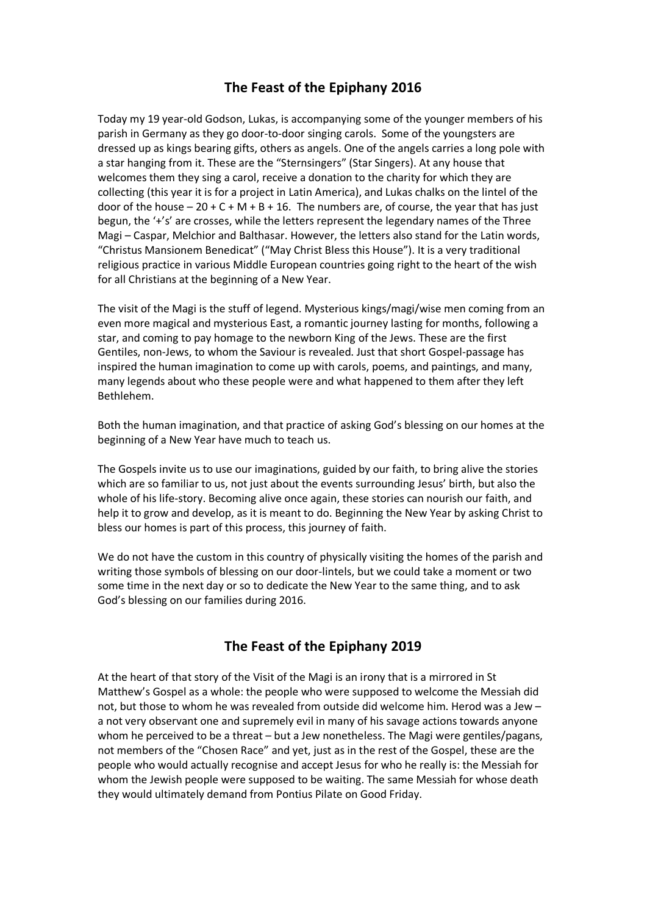## The Feast of the Epiphany 2016

Today my 19 year-old Godson, Lukas, is accompanying some of the younger members of his parish in Germany as they go door-to-door singing carols. Some of the youngsters are dressed up as kings bearing gifts, others as angels. One of the angels carries a long pole with a star hanging from it. These are the "Sternsingers" (Star Singers). At any house that welcomes them they sing a carol, receive a donation to the charity for which they are collecting (this year it is for a project in Latin America), and Lukas chalks on the lintel of the door of the house – 20 + C + M + B + 16. The numbers are, of course, the year that has just begun, the '+'s' are crosses, while the letters represent the legendary names of the Three Magi – Caspar, Melchior and Balthasar. However, the letters also stand for the Latin words, "Christus Mansionem Benedicat" ("May Christ Bless this House"). It is a very traditional religious practice in various Middle European countries going right to the heart of the wish for all Christians at the beginning of a New Year.

The visit of the Magi is the stuff of legend. Mysterious kings/magi/wise men coming from an even more magical and mysterious East, a romantic journey lasting for months, following a star, and coming to pay homage to the newborn King of the Jews. These are the first Gentiles, non-Jews, to whom the Saviour is revealed. Just that short Gospel-passage has inspired the human imagination to come up with carols, poems, and paintings, and many, many legends about who these people were and what happened to them after they left Bethlehem.

Both the human imagination, and that practice of asking God's blessing on our homes at the beginning of a New Year have much to teach us.

The Gospels invite us to use our imaginations, guided by our faith, to bring alive the stories which are so familiar to us, not just about the events surrounding Jesus' birth, but also the whole of his life-story. Becoming alive once again, these stories can nourish our faith, and help it to grow and develop, as it is meant to do. Beginning the New Year by asking Christ to bless our homes is part of this process, this journey of faith.

We do not have the custom in this country of physically visiting the homes of the parish and writing those symbols of blessing on our door-lintels, but we could take a moment or two some time in the next day or so to dedicate the New Year to the same thing, and to ask God's blessing on our families during 2016.

## The Feast of the Epiphany 2019

At the heart of that story of the Visit of the Magi is an irony that is a mirrored in St Matthew's Gospel as a whole: the people who were supposed to welcome the Messiah did not, but those to whom he was revealed from outside did welcome him. Herod was a Jew – a not very observant one and supremely evil in many of his savage actions towards anyone whom he perceived to be a threat – but a Jew nonetheless. The Magi were gentiles/pagans, not members of the "Chosen Race" and yet, just as in the rest of the Gospel, these are the people who would actually recognise and accept Jesus for who he really is: the Messiah for whom the Jewish people were supposed to be waiting. The same Messiah for whose death they would ultimately demand from Pontius Pilate on Good Friday.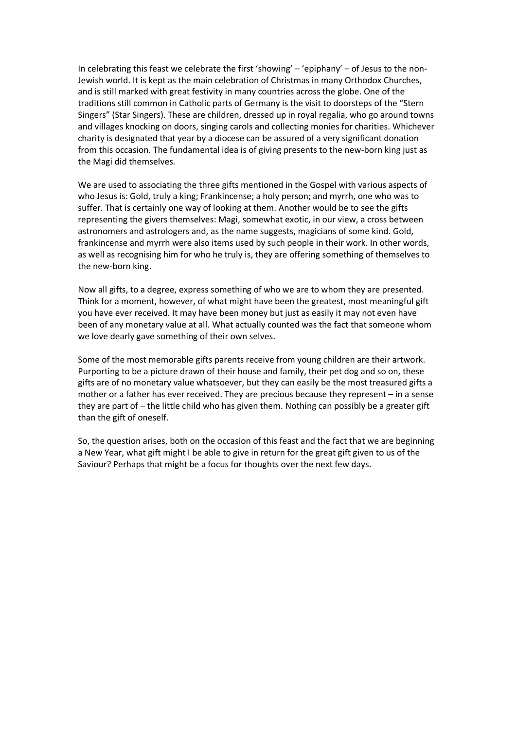In celebrating this feast we celebrate the first 'showing' – 'epiphany' – of Jesus to the non-Jewish world. It is kept as the main celebration of Christmas in many Orthodox Churches, and is still marked with great festivity in many countries across the globe. One of the traditions still common in Catholic parts of Germany is the visit to doorsteps of the "Stern Singers" (Star Singers). These are children, dressed up in royal regalia, who go around towns and villages knocking on doors, singing carols and collecting monies for charities. Whichever charity is designated that year by a diocese can be assured of a very significant donation from this occasion. The fundamental idea is of giving presents to the new-born king just as the Magi did themselves.

We are used to associating the three gifts mentioned in the Gospel with various aspects of who Jesus is: Gold, truly a king; Frankincense; a holy person; and myrrh, one who was to suffer. That is certainly one way of looking at them. Another would be to see the gifts representing the givers themselves: Magi, somewhat exotic, in our view, a cross between astronomers and astrologers and, as the name suggests, magicians of some kind. Gold, frankincense and myrrh were also items used by such people in their work. In other words, as well as recognising him for who he truly is, they are offering something of themselves to the new-born king.

Now all gifts, to a degree, express something of who we are to whom they are presented. Think for a moment, however, of what might have been the greatest, most meaningful gift you have ever received. It may have been money but just as easily it may not even have been of any monetary value at all. What actually counted was the fact that someone whom we love dearly gave something of their own selves.

Some of the most memorable gifts parents receive from young children are their artwork. Purporting to be a picture drawn of their house and family, their pet dog and so on, these gifts are of no monetary value whatsoever, but they can easily be the most treasured gifts a mother or a father has ever received. They are precious because they represent – in a sense they are part of – the little child who has given them. Nothing can possibly be a greater gift than the gift of oneself.

So, the question arises, both on the occasion of this feast and the fact that we are beginning a New Year, what gift might I be able to give in return for the great gift given to us of the Saviour? Perhaps that might be a focus for thoughts over the next few days.